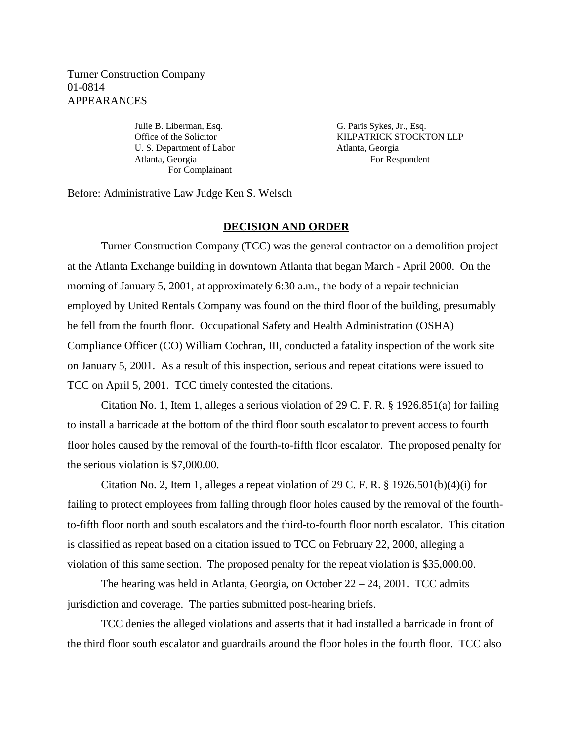Turner Construction Company
01-0814
APPEARANCES

Julie B. Liberman, Esq.
Office of the Solicitor
U. S. Department of Labor
Atlanta, Georgia
For Complainant

G. Paris Sykes, Jr., Esq.
KILPATRICK STOCKTON LLP
Atlanta, Georgia
For Respondent

Before: Administrative Law Judge Ken S. Welsch

## DECISION AND ORDER

Turner Construction Company (TCC) was the general contractor on a demolition project at the Atlanta Exchange building in downtown Atlanta that began March - April 2000. On the morning of January 5, 2001, at approximately 6:30 a.m., the body of a repair technician employed by United Rentals Company was found on the third floor of the building, presumably he fell from the fourth floor. Occupational Safety and Health Administration (OSHA) Compliance Officer (CO) William Cochran, III, conducted a fatality inspection of the work site on January 5, 2001. As a result of this inspection, serious and repeat citations were issued to TCC on April 5, 2001. TCC timely contested the citations.

Citation No. 1, Item 1, alleges a serious violation of 29 C. F. R. § 1926.851(a) for failing to install a barricade at the bottom of the third floor south escalator to prevent access to fourth floor holes caused by the removal of the fourth-to-fifth floor escalator. The proposed penalty for the serious violation is $7,000.00.

Citation No. 2, Item 1, alleges a repeat violation of 29 C. F. R. § 1926.501(b)(4)(i) for failing to protect employees from falling through floor holes caused by the removal of the fourth-to-fifth floor north and south escalators and the third-to-fourth floor north escalator. This citation is classified as repeat based on a citation issued to TCC on February 22, 2000, alleging a violation of this same section. The proposed penalty for the repeat violation is $35,000.00.

The hearing was held in Atlanta, Georgia, on October 22 – 24, 2001. TCC admits jurisdiction and coverage. The parties submitted post-hearing briefs.

TCC denies the alleged violations and asserts that it had installed a barricade in front of the third floor south escalator and guardrails around the floor holes in the fourth floor. TCC also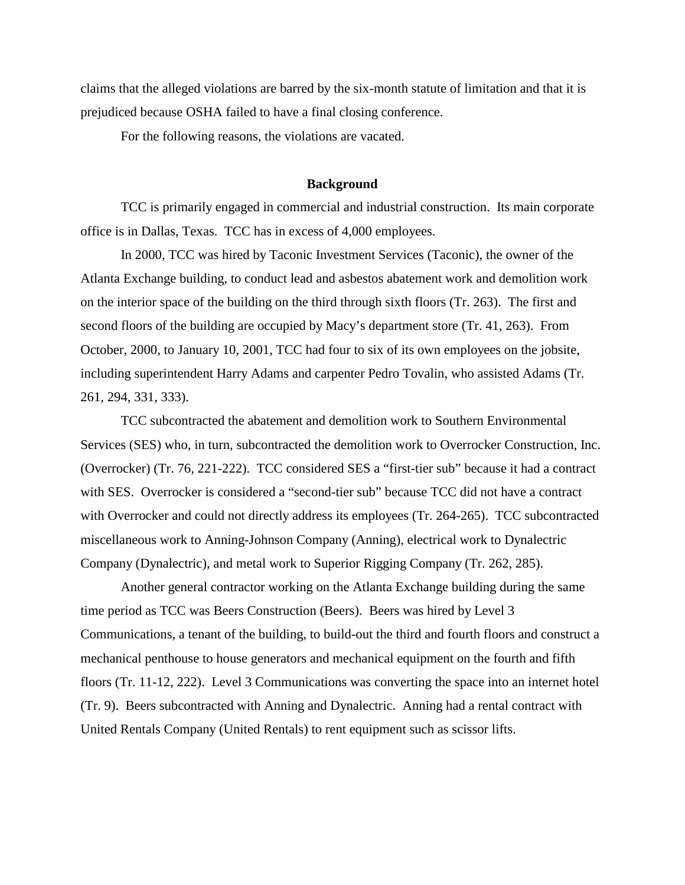claims that the alleged violations are barred by the six-month statute of limitation and that it is prejudiced because OSHA failed to have a final closing conference.

For the following reasons, the violations are vacated.

## Background

TCC is primarily engaged in commercial and industrial construction. Its main corporate office is in Dallas, Texas. TCC has in excess of 4,000 employees.

In 2000, TCC was hired by Taconic Investment Services (Taconic), the owner of the Atlanta Exchange building, to conduct lead and asbestos abatement work and demolition work on the interior space of the building on the third through sixth floors (Tr. 263). The first and second floors of the building are occupied by Macy's department store (Tr. 41, 263). From October, 2000, to January 10, 2001, TCC had four to six of its own employees on the jobsite, including superintendent Harry Adams and carpenter Pedro Tovalin, who assisted Adams (Tr. 261, 294, 331, 333).

TCC subcontracted the abatement and demolition work to Southern Environmental Services (SES) who, in turn, subcontracted the demolition work to Overrocker Construction, Inc. (Overrocker) (Tr. 76, 221-222). TCC considered SES a "first-tier sub" because it had a contract with SES. Overrocker is considered a "second-tier sub" because TCC did not have a contract with Overrocker and could not directly address its employees (Tr. 264-265). TCC subcontracted miscellaneous work to Anning-Johnson Company (Anning), electrical work to Dynalectric Company (Dynalectric), and metal work to Superior Rigging Company (Tr. 262, 285).

Another general contractor working on the Atlanta Exchange building during the same time period as TCC was Beers Construction (Beers). Beers was hired by Level 3 Communications, a tenant of the building, to build-out the third and fourth floors and construct a mechanical penthouse to house generators and mechanical equipment on the fourth and fifth floors (Tr. 11-12, 222). Level 3 Communications was converting the space into an internet hotel (Tr. 9). Beers subcontracted with Anning and Dynalectric. Anning had a rental contract with United Rentals Company (United Rentals) to rent equipment such as scissor lifts.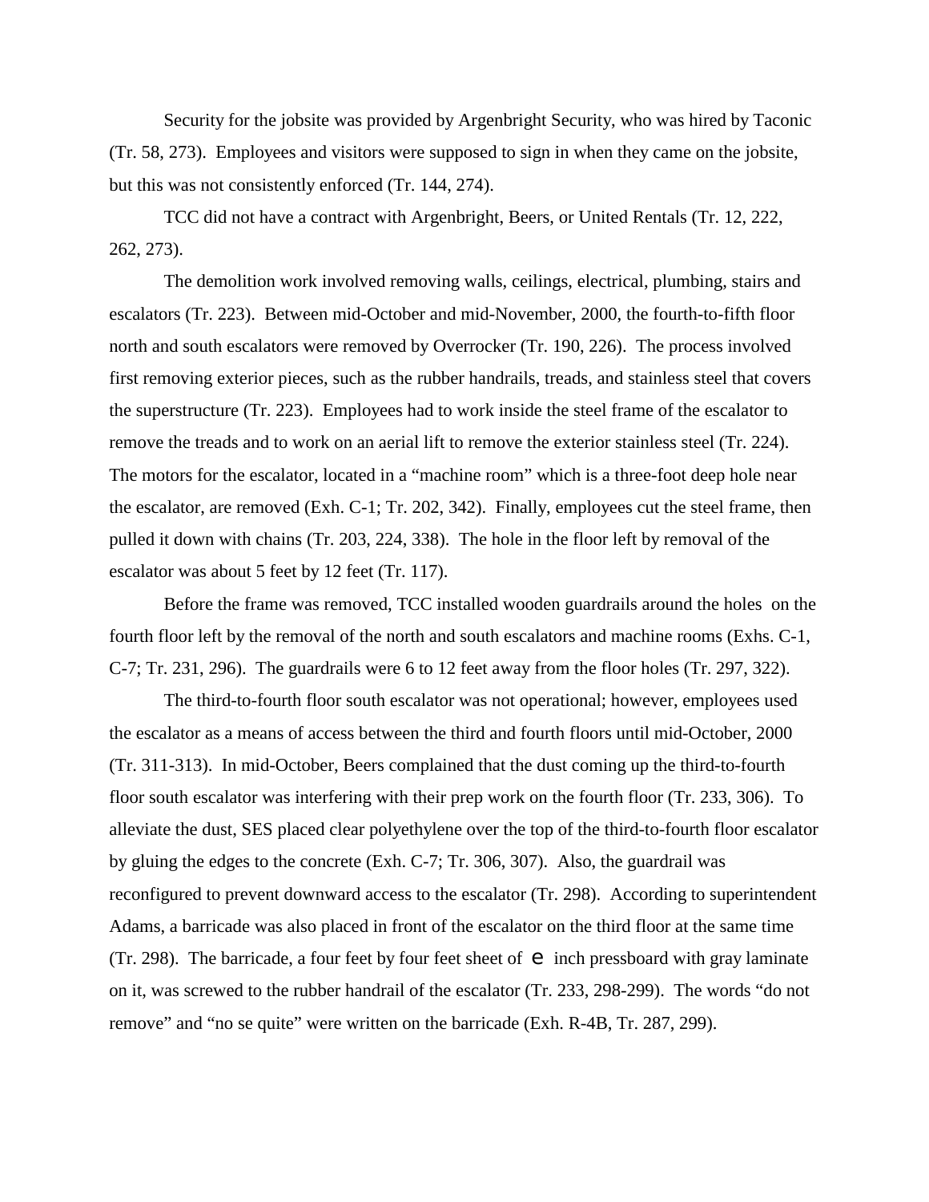Security for the jobsite was provided by Argenbright Security, who was hired by Taconic (Tr. 58, 273). Employees and visitors were supposed to sign in when they came on the jobsite, but this was not consistently enforced (Tr. 144, 274).

TCC did not have a contract with Argenbright, Beers, or United Rentals (Tr. 12, 222, 262, 273).

The demolition work involved removing walls, ceilings, electrical, plumbing, stairs and escalators (Tr. 223). Between mid-October and mid-November, 2000, the fourth-to-fifth floor north and south escalators were removed by Overrocker (Tr. 190, 226). The process involved first removing exterior pieces, such as the rubber handrails, treads, and stainless steel that covers the superstructure (Tr. 223). Employees had to work inside the steel frame of the escalator to remove the treads and to work on an aerial lift to remove the exterior stainless steel (Tr. 224). The motors for the escalator, located in a "machine room" which is a three-foot deep hole near the escalator, are removed (Exh. C-1; Tr. 202, 342). Finally, employees cut the steel frame, then pulled it down with chains (Tr. 203, 224, 338). The hole in the floor left by removal of the escalator was about 5 feet by 12 feet (Tr. 117).

Before the frame was removed, TCC installed wooden guardrails around the holes on the fourth floor left by the removal of the north and south escalators and machine rooms (Exhs. C-1, C-7; Tr. 231, 296). The guardrails were 6 to 12 feet away from the floor holes (Tr. 297, 322).

The third-to-fourth floor south escalator was not operational; however, employees used the escalator as a means of access between the third and fourth floors until mid-October, 2000 (Tr. 311-313). In mid-October, Beers complained that the dust coming up the third-to-fourth floor south escalator was interfering with their prep work on the fourth floor (Tr. 233, 306). To alleviate the dust, SES placed clear polyethylene over the top of the third-to-fourth floor escalator by gluing the edges to the concrete (Exh. C-7; Tr. 306, 307). Also, the guardrail was reconfigured to prevent downward access to the escalator (Tr. 298). According to superintendent Adams, a barricade was also placed in front of the escalator on the third floor at the same time (Tr. 298). The barricade, a four feet by four feet sheet of e inch pressboard with gray laminate on it, was screwed to the rubber handrail of the escalator (Tr. 233, 298-299). The words "do not remove" and "no se quite" were written on the barricade (Exh. R-4B, Tr. 287, 299).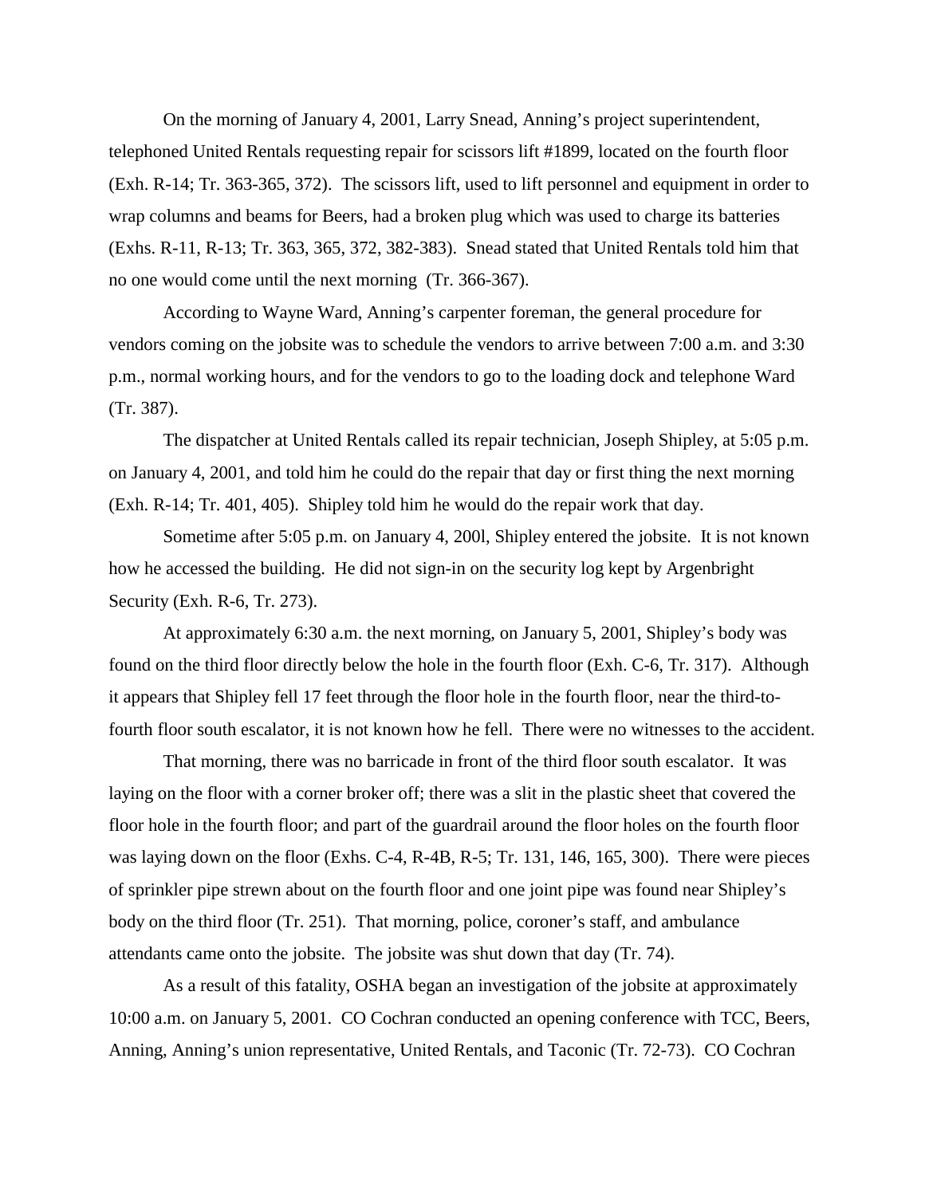On the morning of January 4, 2001, Larry Snead, Anning's project superintendent, telephoned United Rentals requesting repair for scissors lift #1899, located on the fourth floor (Exh. R-14; Tr. 363-365, 372). The scissors lift, used to lift personnel and equipment in order to wrap columns and beams for Beers, had a broken plug which was used to charge its batteries (Exhs. R-11, R-13; Tr. 363, 365, 372, 382-383). Snead stated that United Rentals told him that no one would come until the next morning (Tr. 366-367).

According to Wayne Ward, Anning's carpenter foreman, the general procedure for vendors coming on the jobsite was to schedule the vendors to arrive between 7:00 a.m. and 3:30 p.m., normal working hours, and for the vendors to go to the loading dock and telephone Ward (Tr. 387).

The dispatcher at United Rentals called its repair technician, Joseph Shipley, at 5:05 p.m. on January 4, 2001, and told him he could do the repair that day or first thing the next morning (Exh. R-14; Tr. 401, 405). Shipley told him he would do the repair work that day.

Sometime after 5:05 p.m. on January 4, 200l, Shipley entered the jobsite. It is not known how he accessed the building. He did not sign-in on the security log kept by Argenbright Security (Exh. R-6, Tr. 273).

At approximately 6:30 a.m. the next morning, on January 5, 2001, Shipley's body was found on the third floor directly below the hole in the fourth floor (Exh. C-6, Tr. 317). Although it appears that Shipley fell 17 feet through the floor hole in the fourth floor, near the third-to-fourth floor south escalator, it is not known how he fell. There were no witnesses to the accident.

That morning, there was no barricade in front of the third floor south escalator. It was laying on the floor with a corner broker off; there was a slit in the plastic sheet that covered the floor hole in the fourth floor; and part of the guardrail around the floor holes on the fourth floor was laying down on the floor (Exhs. C-4, R-4B, R-5; Tr. 131, 146, 165, 300). There were pieces of sprinkler pipe strewn about on the fourth floor and one joint pipe was found near Shipley's body on the third floor (Tr. 251). That morning, police, coroner's staff, and ambulance attendants came onto the jobsite. The jobsite was shut down that day (Tr. 74).

As a result of this fatality, OSHA began an investigation of the jobsite at approximately 10:00 a.m. on January 5, 2001. CO Cochran conducted an opening conference with TCC, Beers, Anning, Anning's union representative, United Rentals, and Taconic (Tr. 72-73). CO Cochran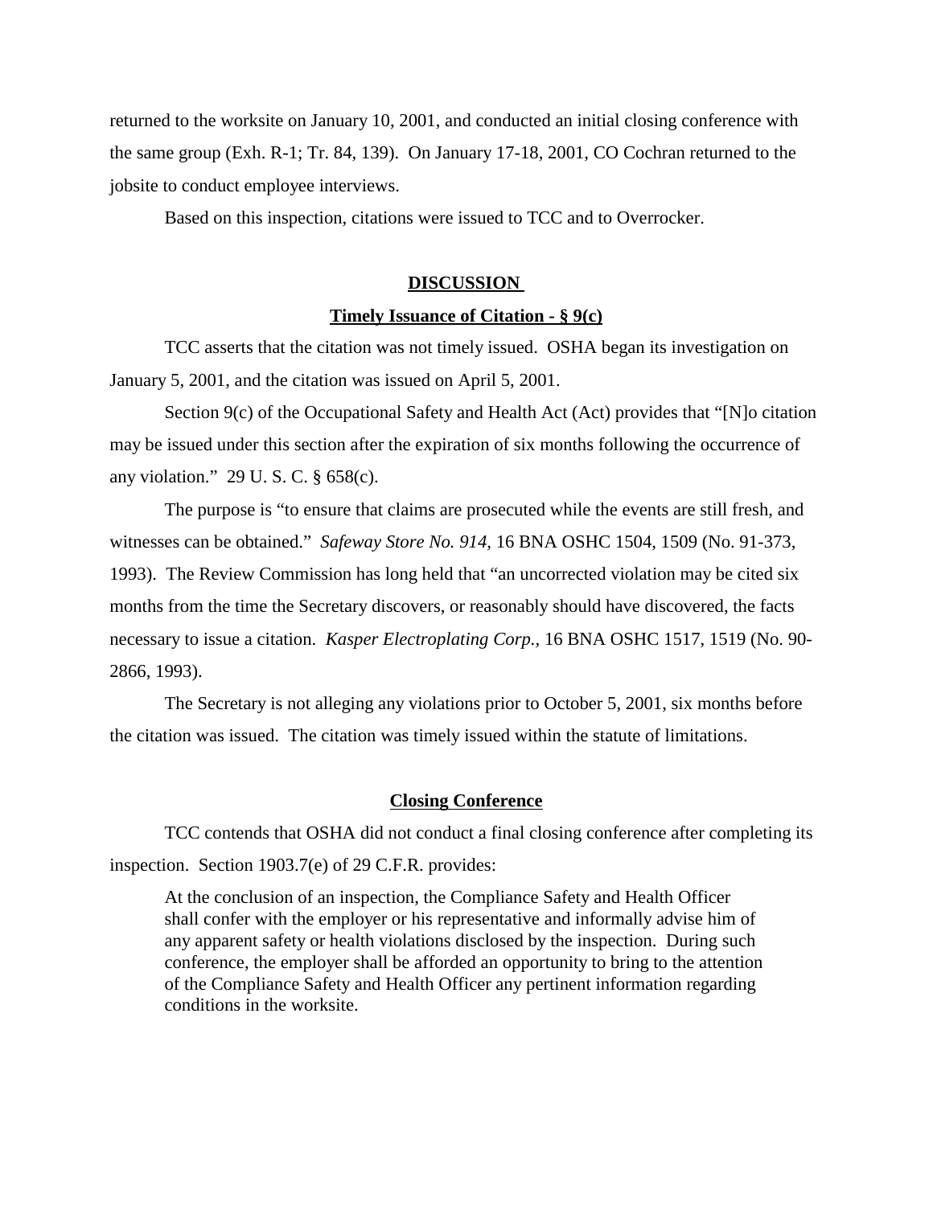returned to the worksite on January 10, 2001, and conducted an initial closing conference with the same group (Exh. R-1; Tr. 84, 139). On January 17-18, 2001, CO Cochran returned to the jobsite to conduct employee interviews.

Based on this inspection, citations were issued to TCC and to Overrocker.

## DISCUSSION

### Timely Issuance of Citation - § 9(c)

TCC asserts that the citation was not timely issued. OSHA began its investigation on January 5, 2001, and the citation was issued on April 5, 2001.

Section 9(c) of the Occupational Safety and Health Act (Act) provides that "[N]o citation may be issued under this section after the expiration of six months following the occurrence of any violation." 29 U. S. C. § 658(c).

The purpose is "to ensure that claims are prosecuted while the events are still fresh, and witnesses can be obtained." *Safeway Store No. 914,* 16 BNA OSHC 1504, 1509 (No. 91-373, 1993). The Review Commission has long held that "an uncorrected violation may be cited six months from the time the Secretary discovers, or reasonably should have discovered, the facts necessary to issue a citation. *Kasper Electroplating Corp.,* 16 BNA OSHC 1517, 1519 (No. 90-2866, 1993).

The Secretary is not alleging any violations prior to October 5, 2001, six months before the citation was issued. The citation was timely issued within the statute of limitations.

### Closing Conference

TCC contends that OSHA did not conduct a final closing conference after completing its inspection. Section 1903.7(e) of 29 C.F.R. provides:

> At the conclusion of an inspection, the Compliance Safety and Health Officer shall confer with the employer or his representative and informally advise him of any apparent safety or health violations disclosed by the inspection. During such conference, the employer shall be afforded an opportunity to bring to the attention of the Compliance Safety and Health Officer any pertinent information regarding conditions in the worksite.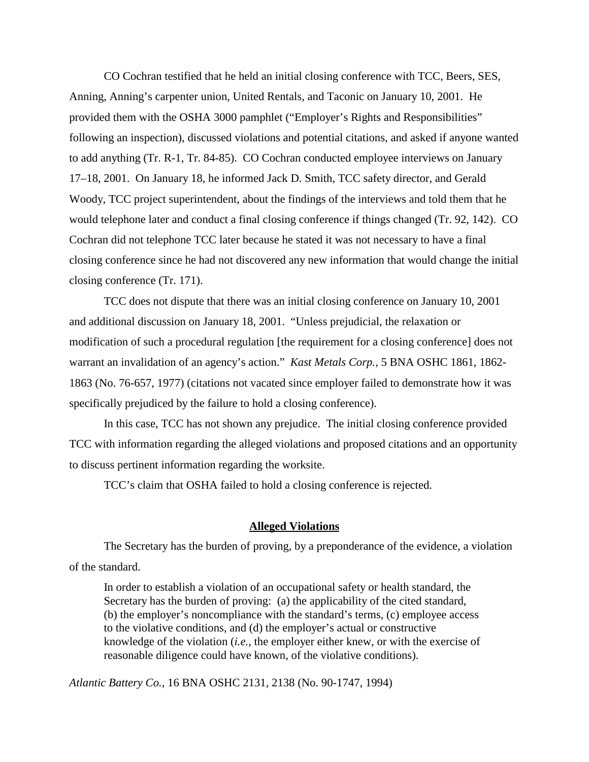CO Cochran testified that he held an initial closing conference with TCC, Beers, SES, Anning, Anning's carpenter union, United Rentals, and Taconic on January 10, 2001. He provided them with the OSHA 3000 pamphlet ("Employer's Rights and Responsibilities" following an inspection), discussed violations and potential citations, and asked if anyone wanted to add anything (Tr. R-1, Tr. 84-85). CO Cochran conducted employee interviews on January 17–18, 2001. On January 18, he informed Jack D. Smith, TCC safety director, and Gerald Woody, TCC project superintendent, about the findings of the interviews and told them that he would telephone later and conduct a final closing conference if things changed (Tr. 92, 142). CO Cochran did not telephone TCC later because he stated it was not necessary to have a final closing conference since he had not discovered any new information that would change the initial closing conference (Tr. 171).

TCC does not dispute that there was an initial closing conference on January 10, 2001 and additional discussion on January 18, 2001. "Unless prejudicial, the relaxation or modification of such a procedural regulation [the requirement for a closing conference] does not warrant an invalidation of an agency's action." *Kast Metals Corp.,* 5 BNA OSHC 1861, 1862-1863 (No. 76-657, 1977) (citations not vacated since employer failed to demonstrate how it was specifically prejudiced by the failure to hold a closing conference).

In this case, TCC has not shown any prejudice. The initial closing conference provided TCC with information regarding the alleged violations and proposed citations and an opportunity to discuss pertinent information regarding the worksite.

TCC's claim that OSHA failed to hold a closing conference is rejected.

## Alleged Violations

The Secretary has the burden of proving, by a preponderance of the evidence, a violation of the standard.

> In order to establish a violation of an occupational safety or health standard, the Secretary has the burden of proving: (a) the applicability of the cited standard, (b) the employer's noncompliance with the standard's terms, (c) employee access to the violative conditions, and (d) the employer's actual or constructive knowledge of the violation (*i.e.,* the employer either knew, or with the exercise of reasonable diligence could have known, of the violative conditions).

*Atlantic Battery Co.*, 16 BNA OSHC 2131, 2138 (No. 90-1747, 1994)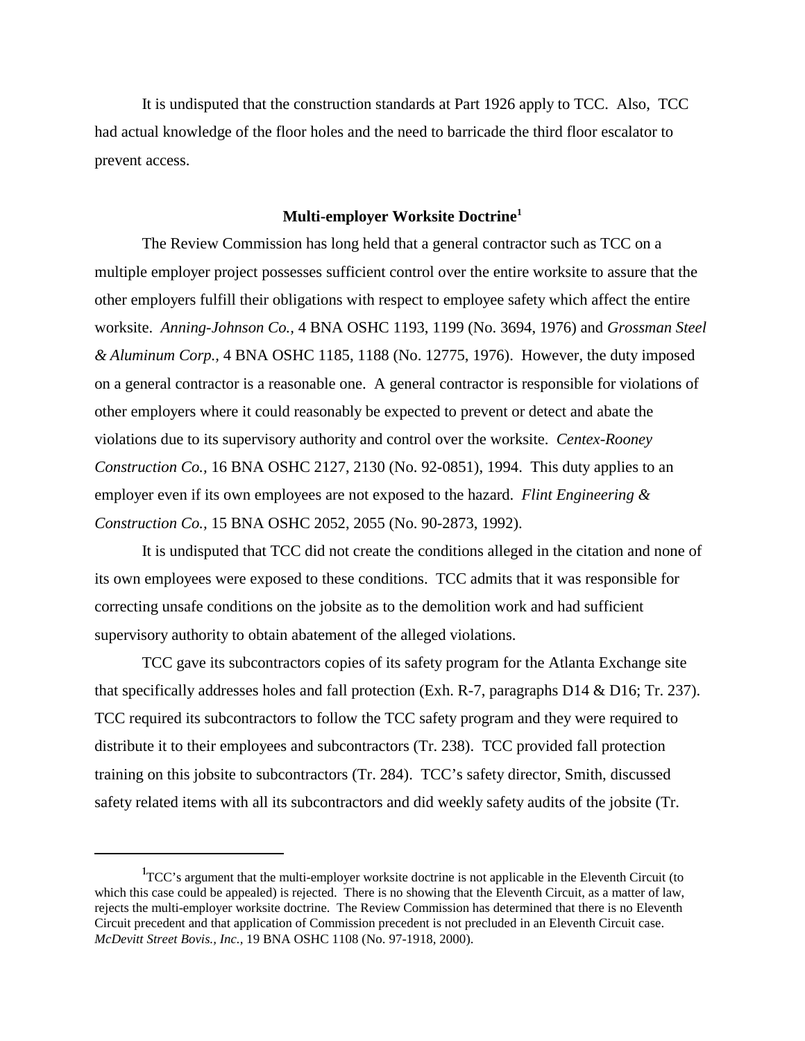It is undisputed that the construction standards at Part 1926 apply to TCC. Also, TCC had actual knowledge of the floor holes and the need to barricade the third floor escalator to prevent access.

## Multi-employer Worksite Doctrine[1]

The Review Commission has long held that a general contractor such as TCC on a multiple employer project possesses sufficient control over the entire worksite to assure that the other employers fulfill their obligations with respect to employee safety which affect the entire worksite. *Anning-Johnson Co.,* 4 BNA OSHC 1193, 1199 (No. 3694, 1976) and *Grossman Steel & Aluminum Corp.,* 4 BNA OSHC 1185, 1188 (No. 12775, 1976). However, the duty imposed on a general contractor is a reasonable one. A general contractor is responsible for violations of other employers where it could reasonably be expected to prevent or detect and abate the violations due to its supervisory authority and control over the worksite. *Centex-Rooney Construction Co.,* 16 BNA OSHC 2127, 2130 (No. 92-0851), 1994. This duty applies to an employer even if its own employees are not exposed to the hazard. *Flint Engineering & Construction Co.,* 15 BNA OSHC 2052, 2055 (No. 90-2873, 1992).

It is undisputed that TCC did not create the conditions alleged in the citation and none of its own employees were exposed to these conditions. TCC admits that it was responsible for correcting unsafe conditions on the jobsite as to the demolition work and had sufficient supervisory authority to obtain abatement of the alleged violations.

TCC gave its subcontractors copies of its safety program for the Atlanta Exchange site that specifically addresses holes and fall protection (Exh. R-7, paragraphs D14 & D16; Tr. 237). TCC required its subcontractors to follow the TCC safety program and they were required to distribute it to their employees and subcontractors (Tr. 238). TCC provided fall protection training on this jobsite to subcontractors (Tr. 284). TCC's safety director, Smith, discussed safety related items with all its subcontractors and did weekly safety audits of the jobsite (Tr.

---

[1] TCC's argument that the multi-employer worksite doctrine is not applicable in the Eleventh Circuit (to which this case could be appealed) is rejected. There is no showing that the Eleventh Circuit, as a matter of law, rejects the multi-employer worksite doctrine. The Review Commission has determined that there is no Eleventh Circuit precedent and that application of Commission precedent is not precluded in an Eleventh Circuit case. *McDevitt Street Bovis., Inc.,* 19 BNA OSHC 1108 (No. 97-1918, 2000).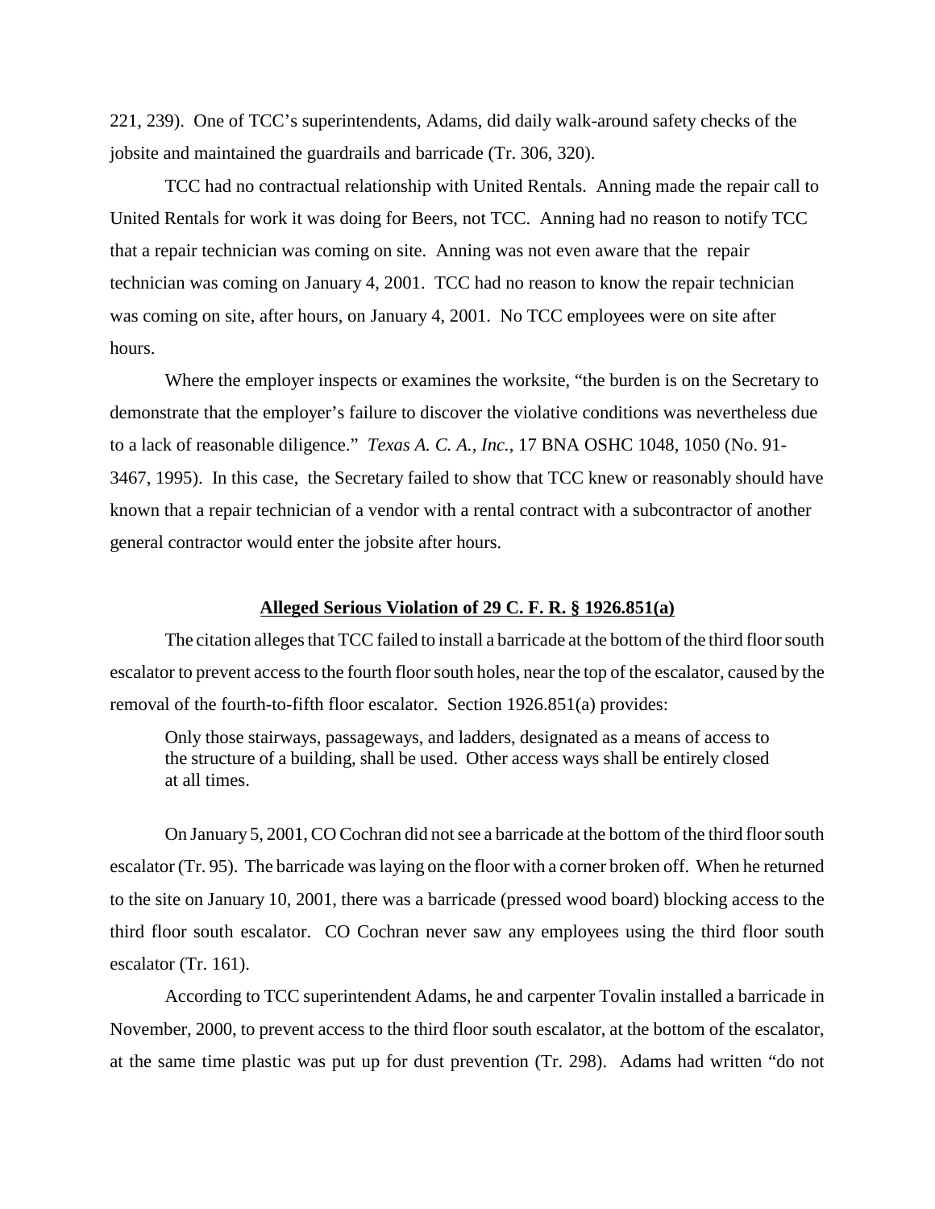221, 239). One of TCC's superintendents, Adams, did daily walk-around safety checks of the jobsite and maintained the guardrails and barricade (Tr. 306, 320).

TCC had no contractual relationship with United Rentals. Anning made the repair call to United Rentals for work it was doing for Beers, not TCC. Anning had no reason to notify TCC that a repair technician was coming on site. Anning was not even aware that the repair technician was coming on January 4, 2001. TCC had no reason to know the repair technician was coming on site, after hours, on January 4, 2001. No TCC employees were on site after hours.

Where the employer inspects or examines the worksite, "the burden is on the Secretary to demonstrate that the employer's failure to discover the violative conditions was nevertheless due to a lack of reasonable diligence." *Texas A. C. A., Inc.*, 17 BNA OSHC 1048, 1050 (No. 91-3467, 1995). In this case, the Secretary failed to show that TCC knew or reasonably should have known that a repair technician of a vendor with a rental contract with a subcontractor of another general contractor would enter the jobsite after hours.

**Alleged Serious Violation of 29 C. F. R. § 1926.851(a)**

The citation alleges that TCC failed to install a barricade at the bottom of the third floor south escalator to prevent access to the fourth floor south holes, near the top of the escalator, caused by the removal of the fourth-to-fifth floor escalator. Section 1926.851(a) provides:

> Only those stairways, passageways, and ladders, designated as a means of access to the structure of a building, shall be used. Other access ways shall be entirely closed at all times.

On January 5, 2001, CO Cochran did not see a barricade at the bottom of the third floor south escalator (Tr. 95). The barricade was laying on the floor with a corner broken off. When he returned to the site on January 10, 2001, there was a barricade (pressed wood board) blocking access to the third floor south escalator. CO Cochran never saw any employees using the third floor south escalator (Tr. 161).

According to TCC superintendent Adams, he and carpenter Tovalin installed a barricade in November, 2000, to prevent access to the third floor south escalator, at the bottom of the escalator, at the same time plastic was put up for dust prevention (Tr. 298). Adams had written "do not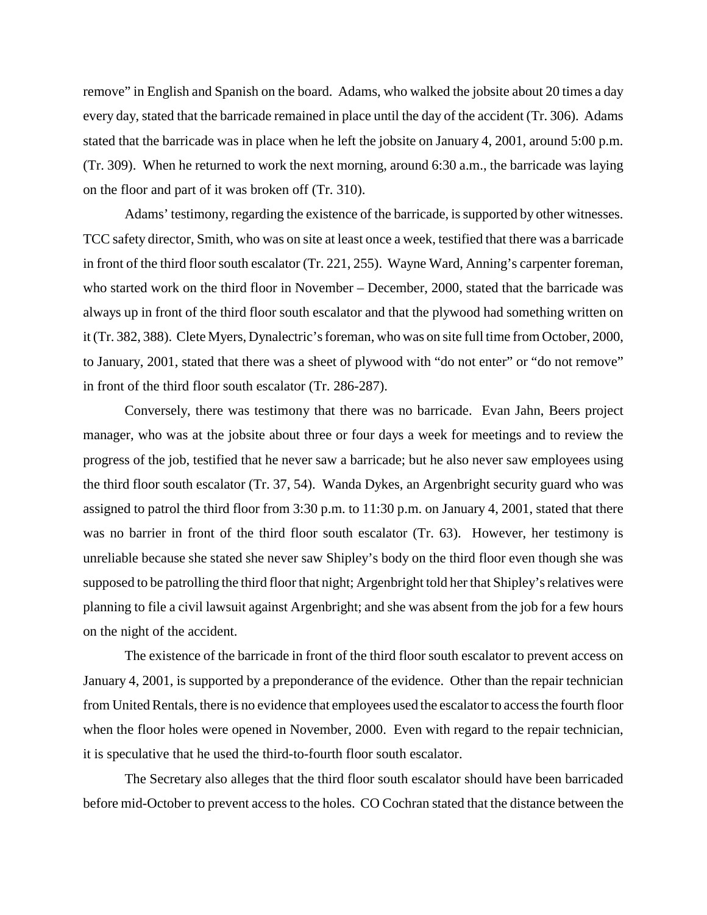remove" in English and Spanish on the board. Adams, who walked the jobsite about 20 times a day every day, stated that the barricade remained in place until the day of the accident (Tr. 306). Adams stated that the barricade was in place when he left the jobsite on January 4, 2001, around 5:00 p.m. (Tr. 309). When he returned to work the next morning, around 6:30 a.m., the barricade was laying on the floor and part of it was broken off (Tr. 310).

Adams' testimony, regarding the existence of the barricade, is supported by other witnesses. TCC safety director, Smith, who was on site at least once a week, testified that there was a barricade in front of the third floor south escalator (Tr. 221, 255). Wayne Ward, Anning's carpenter foreman, who started work on the third floor in November – December, 2000, stated that the barricade was always up in front of the third floor south escalator and that the plywood had something written on it (Tr. 382, 388). Clete Myers, Dynalectric's foreman, who was on site full time from October, 2000, to January, 2001, stated that there was a sheet of plywood with "do not enter" or "do not remove" in front of the third floor south escalator (Tr. 286-287).

Conversely, there was testimony that there was no barricade. Evan Jahn, Beers project manager, who was at the jobsite about three or four days a week for meetings and to review the progress of the job, testified that he never saw a barricade; but he also never saw employees using the third floor south escalator (Tr. 37, 54). Wanda Dykes, an Argenbright security guard who was assigned to patrol the third floor from 3:30 p.m. to 11:30 p.m. on January 4, 2001, stated that there was no barrier in front of the third floor south escalator (Tr. 63). However, her testimony is unreliable because she stated she never saw Shipley's body on the third floor even though she was supposed to be patrolling the third floor that night; Argenbright told her that Shipley's relatives were planning to file a civil lawsuit against Argenbright; and she was absent from the job for a few hours on the night of the accident.

The existence of the barricade in front of the third floor south escalator to prevent access on January 4, 2001, is supported by a preponderance of the evidence. Other than the repair technician from United Rentals, there is no evidence that employees used the escalator to access the fourth floor when the floor holes were opened in November, 2000. Even with regard to the repair technician, it is speculative that he used the third-to-fourth floor south escalator.

The Secretary also alleges that the third floor south escalator should have been barricaded before mid-October to prevent access to the holes. CO Cochran stated that the distance between the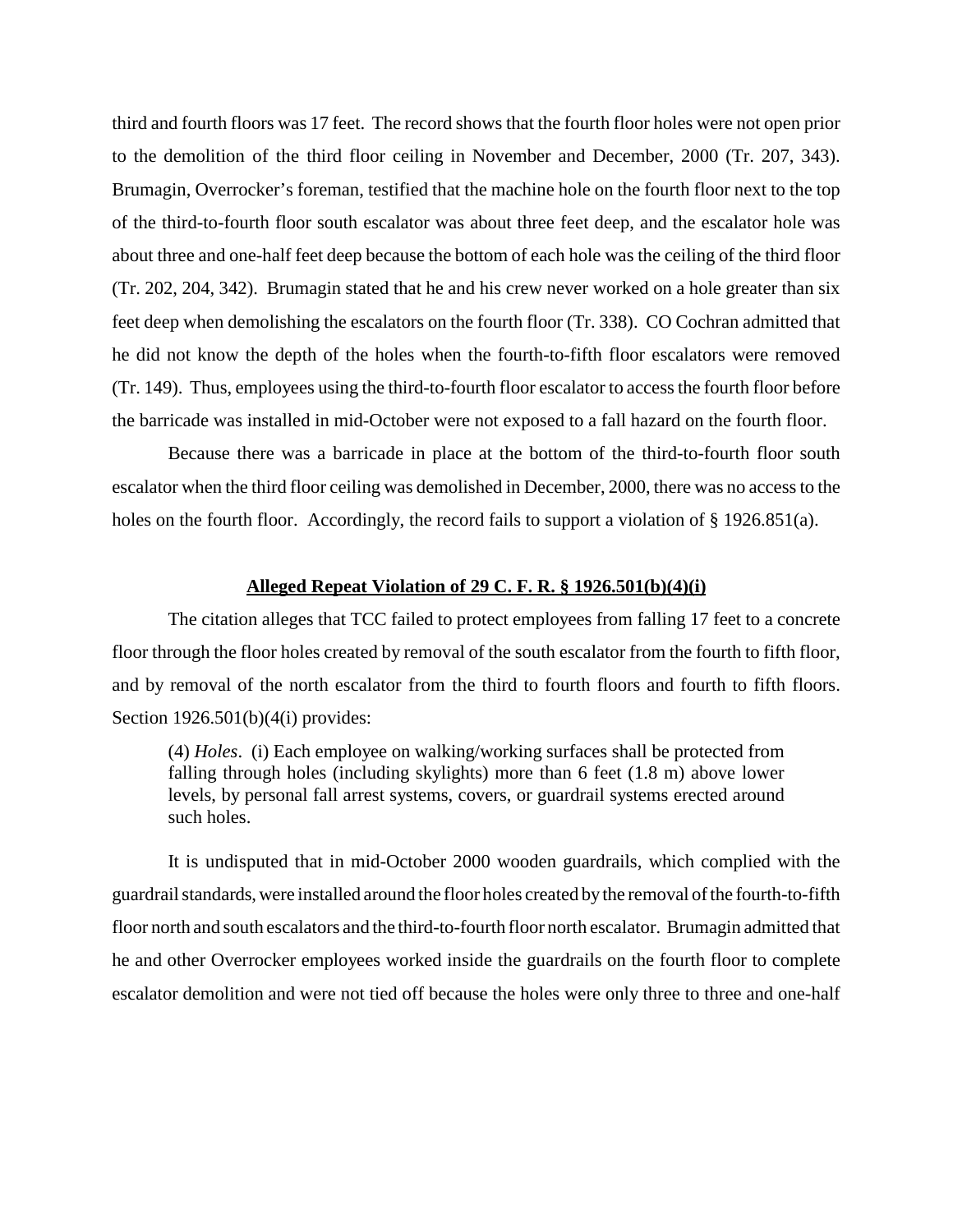third and fourth floors was 17 feet. The record shows that the fourth floor holes were not open prior to the demolition of the third floor ceiling in November and December, 2000 (Tr. 207, 343). Brumagin, Overrocker's foreman, testified that the machine hole on the fourth floor next to the top of the third-to-fourth floor south escalator was about three feet deep, and the escalator hole was about three and one-half feet deep because the bottom of each hole was the ceiling of the third floor (Tr. 202, 204, 342). Brumagin stated that he and his crew never worked on a hole greater than six feet deep when demolishing the escalators on the fourth floor (Tr. 338). CO Cochran admitted that he did not know the depth of the holes when the fourth-to-fifth floor escalators were removed (Tr. 149). Thus, employees using the third-to-fourth floor escalator to access the fourth floor before the barricade was installed in mid-October were not exposed to a fall hazard on the fourth floor.

Because there was a barricade in place at the bottom of the third-to-fourth floor south escalator when the third floor ceiling was demolished in December, 2000, there was no access to the holes on the fourth floor. Accordingly, the record fails to support a violation of § 1926.851(a).

**Alleged Repeat Violation of 29 C. F. R. § 1926.501(b)(4)(i)**

The citation alleges that TCC failed to protect employees from falling 17 feet to a concrete floor through the floor holes created by removal of the south escalator from the fourth to fifth floor, and by removal of the north escalator from the third to fourth floors and fourth to fifth floors. Section 1926.501(b)(4(i) provides:

> (4) *Holes*. (i) Each employee on walking/working surfaces shall be protected from falling through holes (including skylights) more than 6 feet (1.8 m) above lower levels, by personal fall arrest systems, covers, or guardrail systems erected around such holes.

It is undisputed that in mid-October 2000 wooden guardrails, which complied with the guardrail standards, were installed around the floor holes created by the removal of the fourth-to-fifth floor north and south escalators and the third-to-fourth floor north escalator. Brumagin admitted that he and other Overrocker employees worked inside the guardrails on the fourth floor to complete escalator demolition and were not tied off because the holes were only three to three and one-half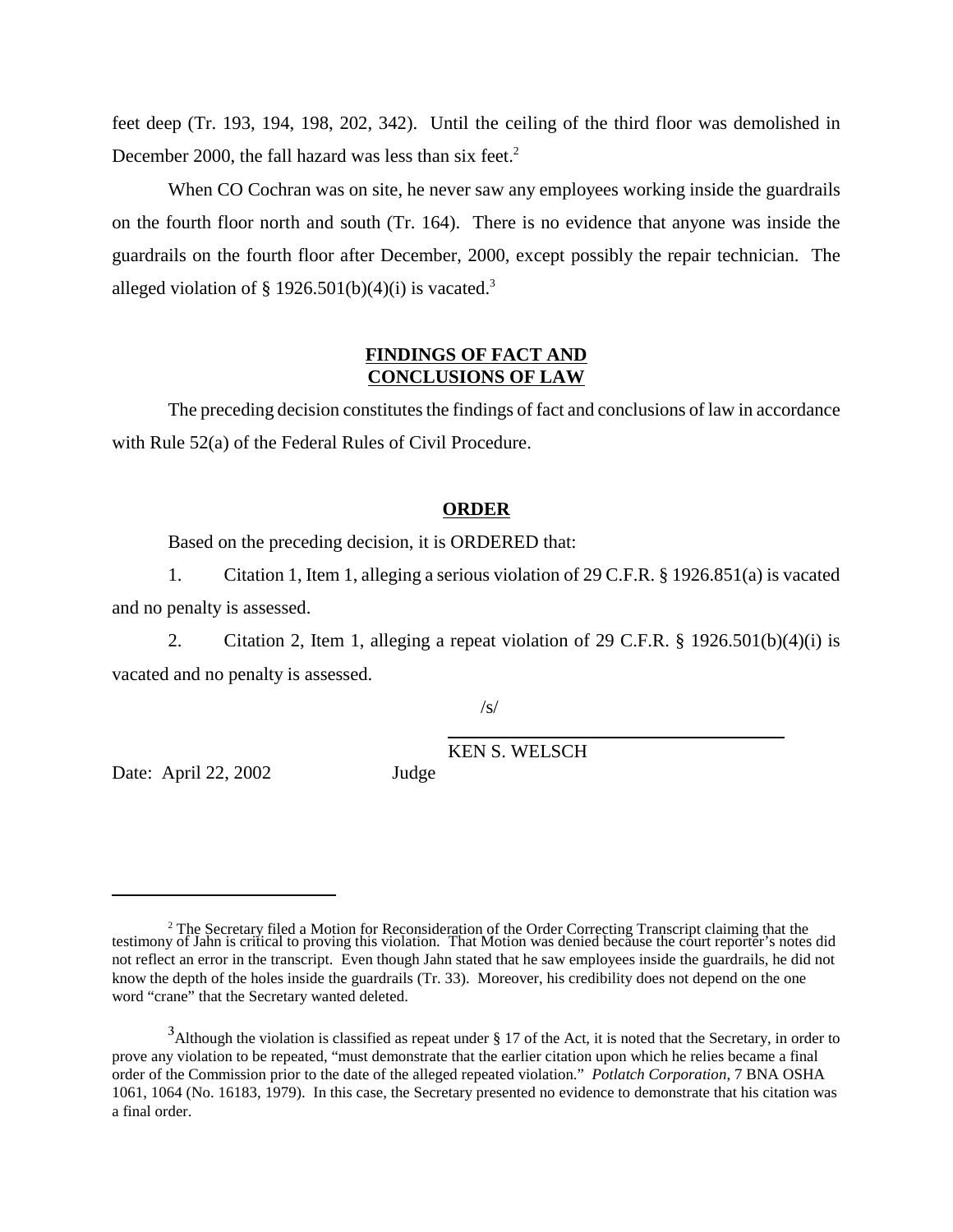feet deep (Tr. 193, 194, 198, 202, 342). Until the ceiling of the third floor was demolished in December 2000, the fall hazard was less than six feet.[2]

When CO Cochran was on site, he never saw any employees working inside the guardrails on the fourth floor north and south (Tr. 164). There is no evidence that anyone was inside the guardrails on the fourth floor after December, 2000, except possibly the repair technician. The alleged violation of § 1926.501(b)(4)(i) is vacated.[3]

## FINDINGS OF FACT AND CONCLUSIONS OF LAW

The preceding decision constitutes the findings of fact and conclusions of law in accordance with Rule 52(a) of the Federal Rules of Civil Procedure.

## ORDER

Based on the preceding decision, it is ORDERED that:

1. Citation 1, Item 1, alleging a serious violation of 29 C.F.R. § 1926.851(a) is vacated and no penalty is assessed.

2. Citation 2, Item 1, alleging a repeat violation of 29 C.F.R. § 1926.501(b)(4)(i) is vacated and no penalty is assessed.

/s/

KEN S. WELSCH
Judge

Date: April 22, 2002

---

[2] The Secretary filed a Motion for Reconsideration of the Order Correcting Transcript claiming that the testimony of Jahn is critical to proving this violation. That Motion was denied because the court reporter's notes did not reflect an error in the transcript. Even though Jahn stated that he saw employees inside the guardrails, he did not know the depth of the holes inside the guardrails (Tr. 33). Moreover, his credibility does not depend on the one word "crane" that the Secretary wanted deleted.

[3] Although the violation is classified as repeat under § 17 of the Act, it is noted that the Secretary, in order to prove any violation to be repeated, "must demonstrate that the earlier citation upon which he relies became a final order of the Commission prior to the date of the alleged repeated violation." *Potlatch Corporation*, 7 BNA OSHA 1061, 1064 (No. 16183, 1979). In this case, the Secretary presented no evidence to demonstrate that his citation was a final order.